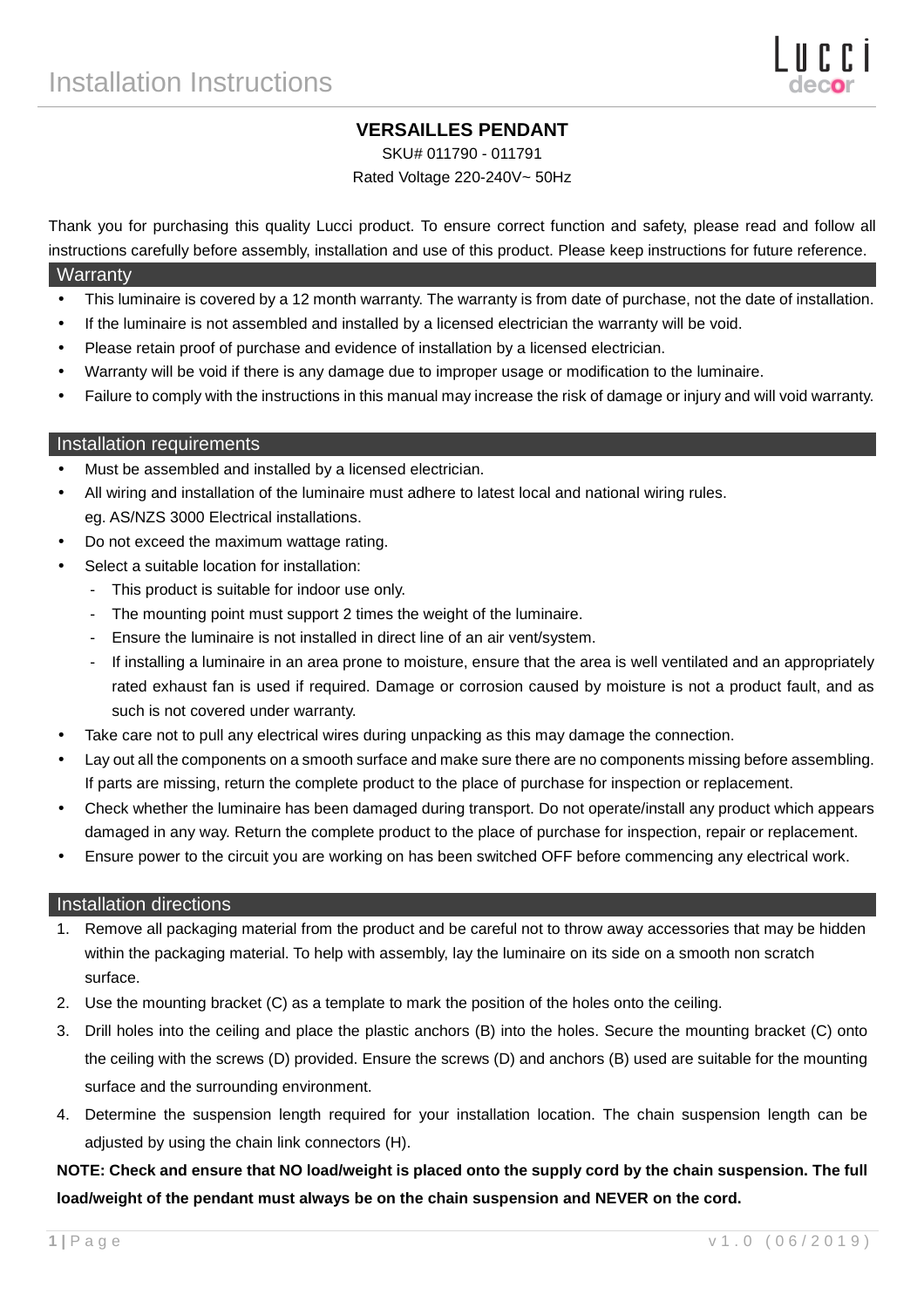# Installation Instructions

## VERSAILLES PENDANT

SKU# 011790 - 011791

Rated Voltage 220-240V~ 50Hz

Thank you for purchasing this quality Lucci product. To ensure correct function and safety, please read and follow all instructions carefully before assembly, installation and use of this product. Please keep instructions for future reference.

### Warranty

- This luminaire is covered by a 12 month warranty. The warranty is from date of purchase, not the date of installation.
- If the luminaire is not assembled and installed by a licensed electrician the warranty will be void.
- Please retain proof of purchase and evidence of installation by a licensed electrician.
- Warranty will be void if there is any damage due to improper usage or modification to the luminaire.
- Failure to comply with the instructions in this manual may increase the risk of damage or injury and will void warranty.

### Installation requirements

- Must be assembled and installed by a licensed electrician.
- All wiring and installation of the luminaire must adhere to latest local and national wiring rules.
  eg. AS/NZS 3000 Electrical installations.
- Do not exceed the maximum wattage rating.
- Select a suitable location for installation:
  - This product is suitable for indoor use only.
  - The mounting point must support 2 times the weight of the luminaire.
  - Ensure the luminaire is not installed in direct line of an air vent/system.
  - If installing a luminaire in an area prone to moisture, ensure that the area is well ventilated and an appropriately rated exhaust fan is used if required. Damage or corrosion caused by moisture is not a product fault, and as such is not covered under warranty.
- Take care not to pull any electrical wires during unpacking as this may damage the connection.
- Lay out all the components on a smooth surface and make sure there are no components missing before assembling. If parts are missing, return the complete product to the place of purchase for inspection or replacement.
- Check whether the luminaire has been damaged during transport. Do not operate/install any product which appears damaged in any way. Return the complete product to the place of purchase for inspection, repair or replacement.
- Ensure power to the circuit you are working on has been switched OFF before commencing any electrical work.

### Installation directions

1. Remove all packaging material from the product and be careful not to throw away accessories that may be hidden within the packaging material. To help with assembly, lay the luminaire on its side on a smooth non scratch surface.
2. Use the mounting bracket (C) as a template to mark the position of the holes onto the ceiling.
3. Drill holes into the ceiling and place the plastic anchors (B) into the holes. Secure the mounting bracket (C) onto the ceiling with the screws (D) provided. Ensure the screws (D) and anchors (B) used are suitable for the mounting surface and the surrounding environment.
4. Determine the suspension length required for your installation location. The chain suspension length can be adjusted by using the chain link connectors (H).

**NOTE: Check and ensure that NO load/weight is placed onto the supply cord by the chain suspension. The full load/weight of the pendant must always be on the chain suspension and NEVER on the cord.**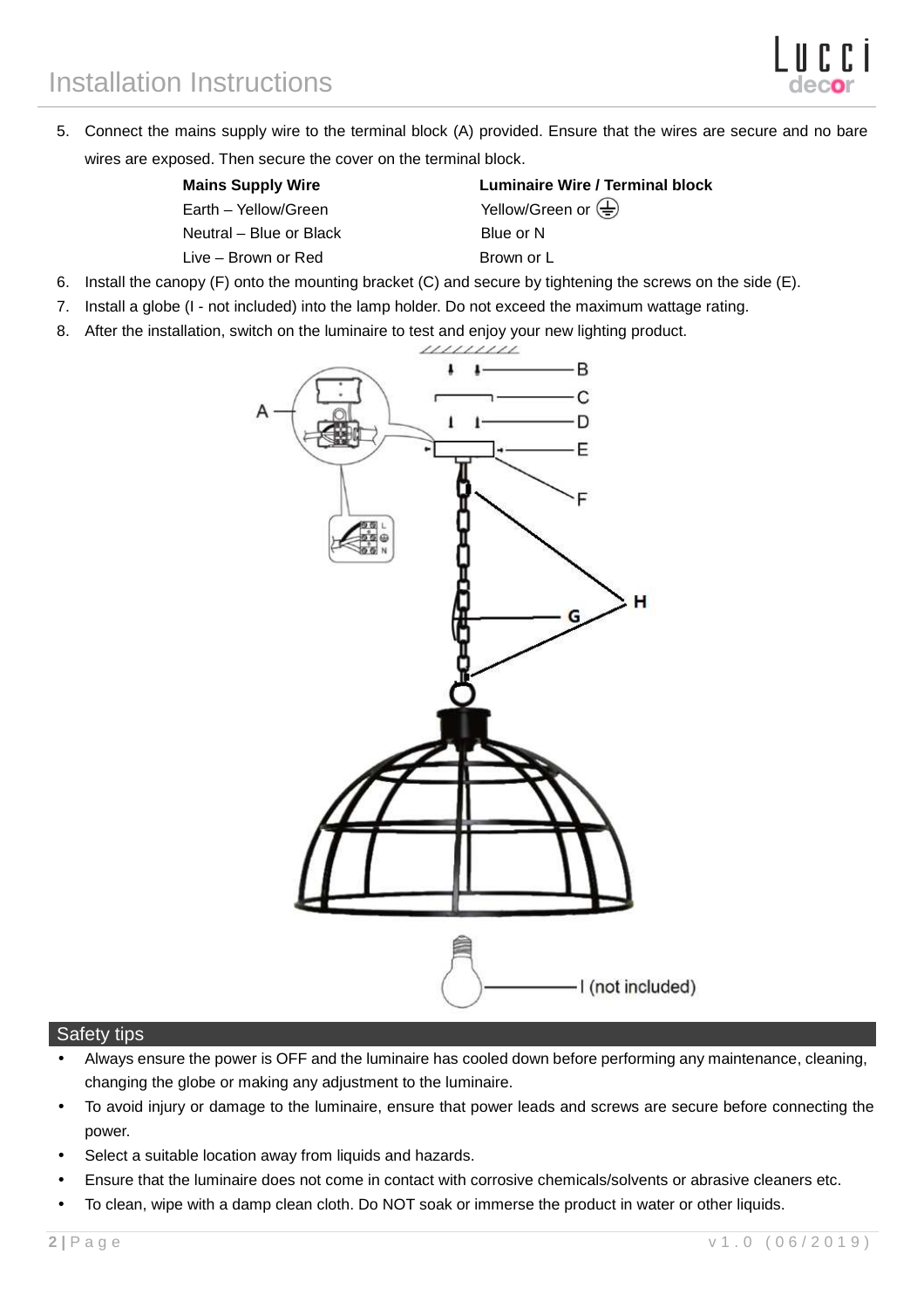5. Connect the mains supply wire to the terminal block (A) provided. Ensure that the wires are secure and no bare wires are exposed. Then secure the cover on the terminal block.

| Mains Supply Wire | Luminaire Wire / Terminal block |
| --- | --- |
| Earth – Yellow/Green | Yellow/Green or ⏚ |
| Neutral – Blue or Black | Blue or N |
| Live – Brown or Red | Brown or L |

6. Install the canopy (F) onto the mounting bracket (C) and secure by tightening the screws on the side (E).
7. Install a globe (I - not included) into the lamp holder. Do not exceed the maximum wattage rating.
8. After the installation, switch on the luminaire to test and enjoy your new lighting product.

## Safety tips

- Always ensure the power is OFF and the luminaire has cooled down before performing any maintenance, cleaning, changing the globe or making any adjustment to the luminaire.
- To avoid injury or damage to the luminaire, ensure that power leads and screws are secure before connecting the power.
- Select a suitable location away from liquids and hazards.
- Ensure that the luminaire does not come in contact with corrosive chemicals/solvents or abrasive cleaners etc.
- To clean, wipe with a damp clean cloth. Do NOT soak or immerse the product in water or other liquids.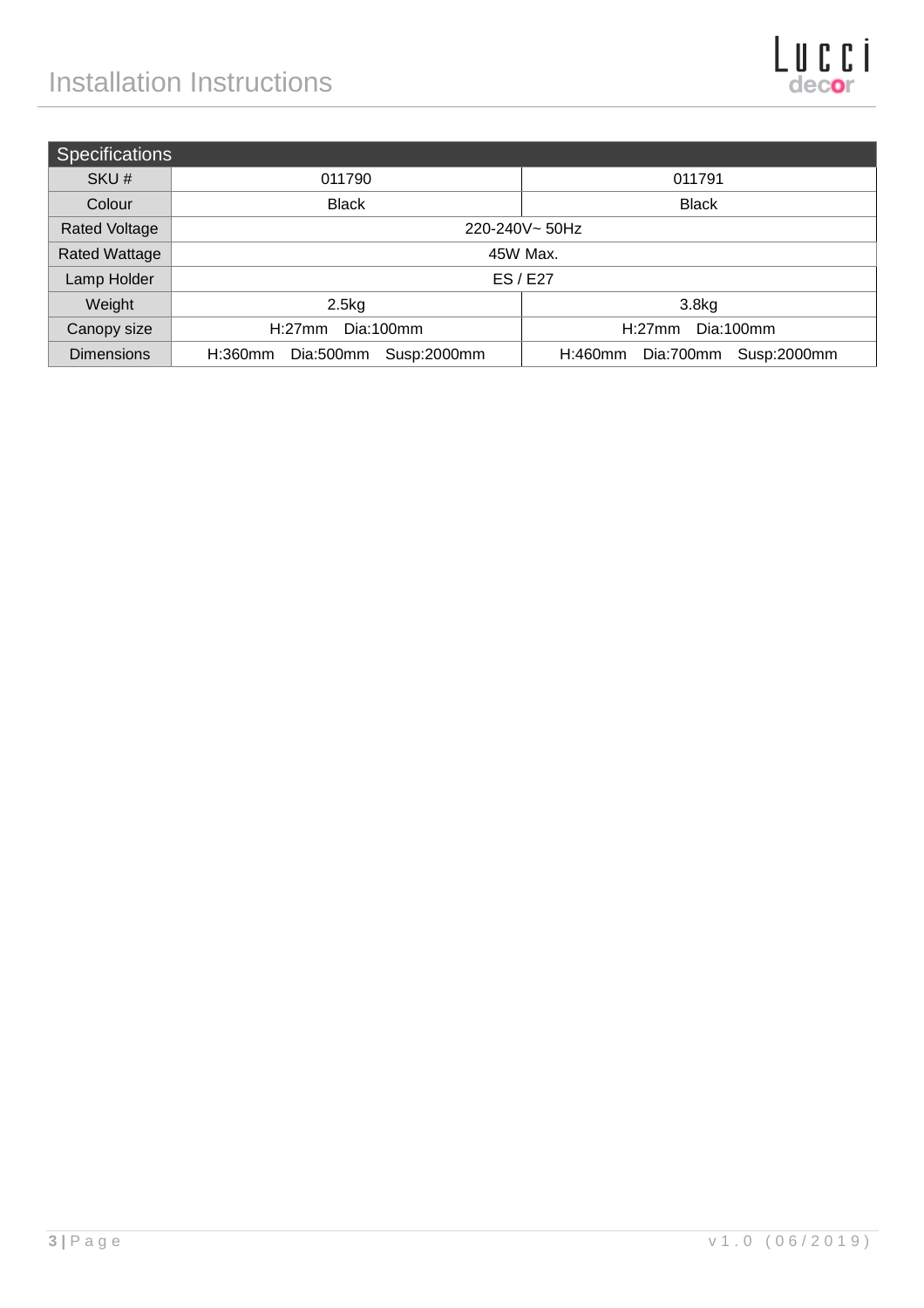## Specifications

| | | |
|---|---|---|
| SKU # | 011790 | 011791 |
| Colour | Black | Black |
| Rated Voltage | 220-240V~ 50Hz | |
| Rated Wattage | 45W Max. | |
| Lamp Holder | ES / E27 | |
| Weight | 2.5kg | 3.8kg |
| Canopy size | H:27mm Dia:100mm | H:27mm Dia:100mm |
| Dimensions | H:360mm Dia:500mm Susp:2000mm | H:460mm Dia:700mm Susp:2000mm |